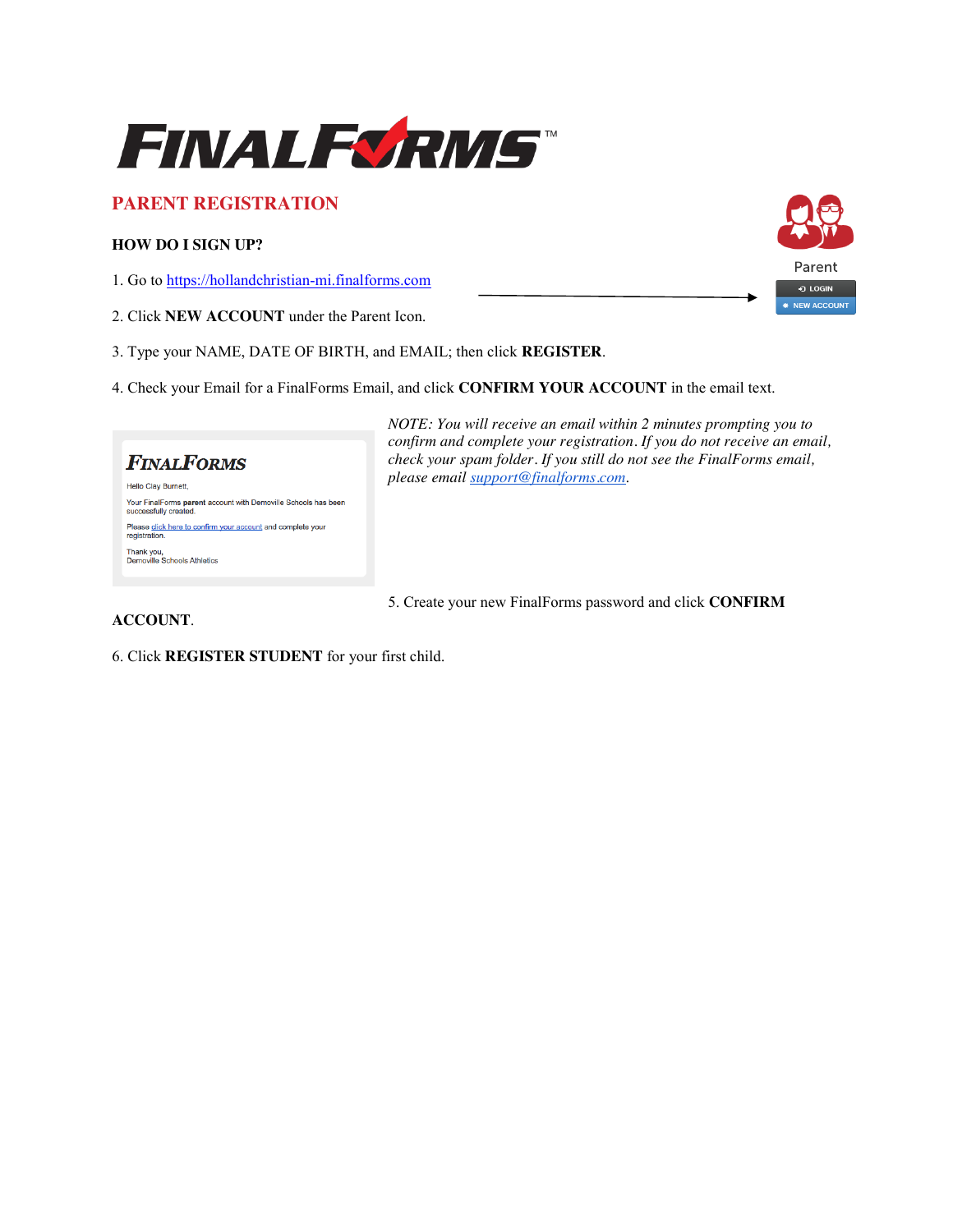# PARENT REGISTRATION

**HOW DO I SIGN UP?**

1. Go to https://hollandchristian-mi.finalforms.com

2. Click **NEW ACCOUNT** under the Parent Icon.

3. Type your NAME, DATE OF BIRTH, and EMAIL; then click **REGISTER**.

4. Check your Email for a FinalForms Email, and click **CONFIRM YOUR ACCOUNT** in the email text.

*NOTE: You will receive an email within 2 minutes prompting you to confirm and complete your registration. If you do not receive an email, check your spam folder. If you still do not see the FinalForms email, please email support@finalforms.com.*

5. Create your new FinalForms password and click **CONFIRM ACCOUNT**.

6. Click **REGISTER STUDENT** for your first child.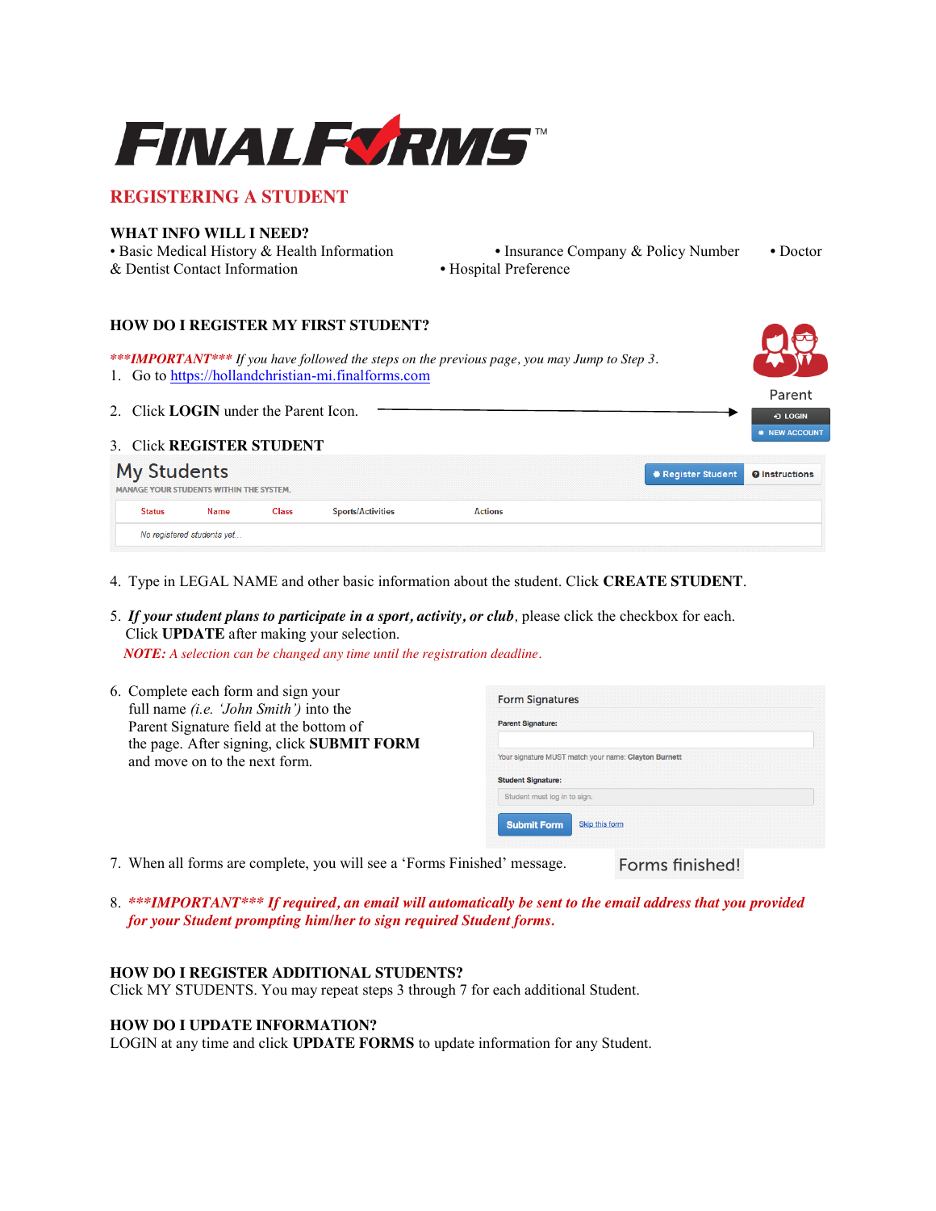# FINALFORMS™

## REGISTERING A STUDENT

**WHAT INFO WILL I NEED?**

- Basic Medical History & Health Information
- Insurance Company & Policy Number
- Doctor & Dentist Contact Information
- Hospital Preference

**HOW DO I REGISTER MY FIRST STUDENT?**

****IMPORTANT**** *If you have followed the steps on the previous page, you may Jump to Step 3.*

1. Go to https://hollandchristian-mi.finalforms.com
2. Click **LOGIN** under the Parent Icon.
3. Click **REGISTER STUDENT**

Parent

LOGIN

NEW ACCOUNT

My Students

MANAGE YOUR STUDENTS WITHIN THE SYSTEM.

Register Student

Instructions

| Status | Name | Class | Sports/Activities | Actions |
|---|---|---|---|---|
| No registered students yet... | | | | |

4. Type in LEGAL NAME and other basic information about the student. Click **CREATE STUDENT**.
5. ***If your student plans to participate in a sport, activity, or club***, please click the checkbox for each. Click **UPDATE** after making your selection.
   ***NOTE:*** *A selection can be changed any time until the registration deadline.*
6. Complete each form and sign your full name *(i.e. 'John Smith')* into the Parent Signature field at the bottom of the page. After signing, click **SUBMIT FORM** and move on to the next form.

Form Signatures

Parent Signature:

Your signature MUST match your name: Clayton Burnett

Student Signature:

Student must log in to sign.

Submit Form

Skip this form

7. When all forms are complete, you will see a 'Forms Finished' message.

Forms finished!

8. ****IMPORTANT*** If required, an email will automatically be sent to the email address that you provided for your Student prompting him/her to sign required Student forms.***

**HOW DO I REGISTER ADDITIONAL STUDENTS?**

Click MY STUDENTS. You may repeat steps 3 through 7 for each additional Student.

**HOW DO I UPDATE INFORMATION?**

LOGIN at any time and click **UPDATE FORMS** to update information for any Student.